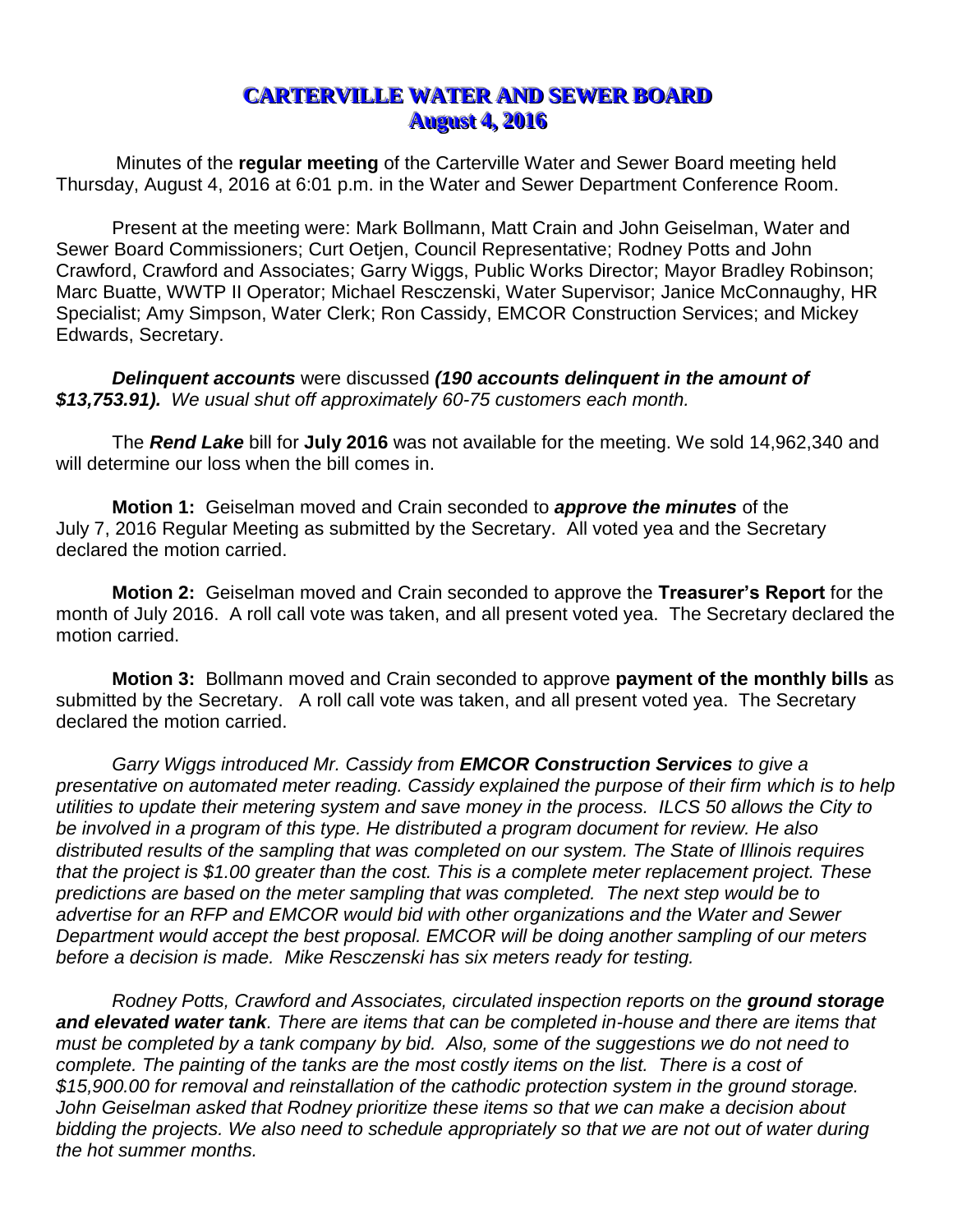# CARTERVILLE WATER AND SEWER BOARD
## August 4, 2016

Minutes of the **regular meeting** of the Carterville Water and Sewer Board meeting held Thursday, August 4, 2016 at 6:01 p.m. in the Water and Sewer Department Conference Room.

Present at the meeting were: Mark Bollmann, Matt Crain and John Geiselman, Water and Sewer Board Commissioners; Curt Oetjen, Council Representative; Rodney Potts and John Crawford, Crawford and Associates; Garry Wiggs, Public Works Director; Mayor Bradley Robinson; Marc Buatte, WWTP II Operator; Michael Resczenski, Water Supervisor; Janice McConnaughy, HR Specialist; Amy Simpson, Water Clerk; Ron Cassidy, EMCOR Construction Services; and Mickey Edwards, Secretary.

***Delinquent accounts*** were discussed ***(190 accounts delinquent in the amount of $13,753.91).*** *We usual shut off approximately 60-75 customers each month.*

The ***Rend Lake*** bill for **July 2016** was not available for the meeting. We sold 14,962,340 and will determine our loss when the bill comes in.

**Motion 1:** Geiselman moved and Crain seconded to ***approve the minutes*** of the July 7, 2016 Regular Meeting as submitted by the Secretary. All voted yea and the Secretary declared the motion carried.

**Motion 2:** Geiselman moved and Crain seconded to approve the **Treasurer's Report** for the month of July 2016. A roll call vote was taken, and all present voted yea. The Secretary declared the motion carried.

**Motion 3:** Bollmann moved and Crain seconded to approve **payment of the monthly bills** as submitted by the Secretary. A roll call vote was taken, and all present voted yea. The Secretary declared the motion carried.

*Garry Wiggs introduced Mr. Cassidy from **EMCOR Construction Services** to give a presentative on automated meter reading. Cassidy explained the purpose of their firm which is to help utilities to update their metering system and save money in the process. ILCS 50 allows the City to be involved in a program of this type. He distributed a program document for review. He also distributed results of the sampling that was completed on our system. The State of Illinois requires that the project is $1.00 greater than the cost. This is a complete meter replacement project. These predictions are based on the meter sampling that was completed. The next step would be to advertise for an RFP and EMCOR would bid with other organizations and the Water and Sewer Department would accept the best proposal. EMCOR will be doing another sampling of our meters before a decision is made. Mike Resczenski has six meters ready for testing.*

*Rodney Potts, Crawford and Associates, circulated inspection reports on the **ground storage and elevated water tank**. There are items that can be completed in-house and there are items that must be completed by a tank company by bid. Also, some of the suggestions we do not need to complete. The painting of the tanks are the most costly items on the list. There is a cost of $15,900.00 for removal and reinstallation of the cathodic protection system in the ground storage. John Geiselman asked that Rodney prioritize these items so that we can make a decision about bidding the projects. We also need to schedule appropriately so that we are not out of water during the hot summer months.*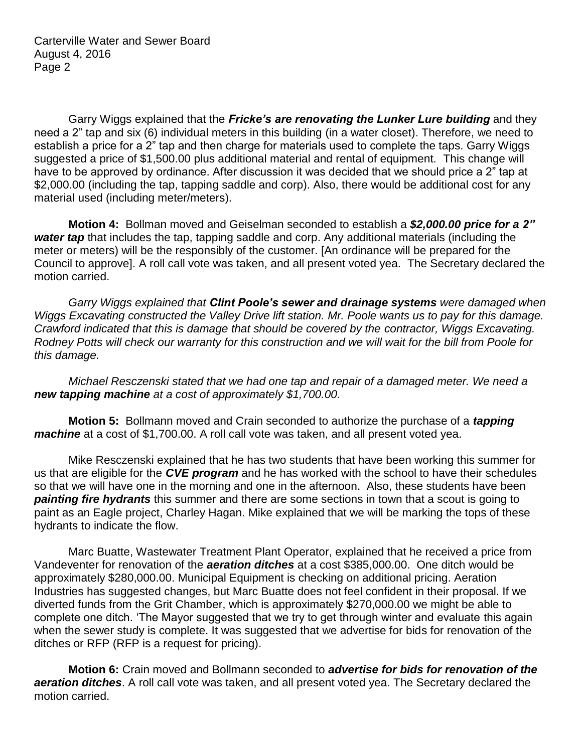Garry Wiggs explained that the ***Fricke's are renovating the Lunker Lure building*** and they need a 2" tap and six (6) individual meters in this building (in a water closet). Therefore, we need to establish a price for a 2" tap and then charge for materials used to complete the taps. Garry Wiggs suggested a price of $1,500.00 plus additional material and rental of equipment. This change will have to be approved by ordinance. After discussion it was decided that we should price a 2" tap at $2,000.00 (including the tap, tapping saddle and corp). Also, there would be additional cost for any material used (including meter/meters).

**Motion 4:** Bollman moved and Geiselman seconded to establish a ***$2,000.00 price for a 2" water tap*** that includes the tap, tapping saddle and corp. Any additional materials (including the meter or meters) will be the responsibly of the customer. [An ordinance will be prepared for the Council to approve]. A roll call vote was taken, and all present voted yea. The Secretary declared the motion carried.

*Garry Wiggs explained that **Clint Poole's sewer and drainage systems** were damaged when Wiggs Excavating constructed the Valley Drive lift station. Mr. Poole wants us to pay for this damage. Crawford indicated that this is damage that should be covered by the contractor, Wiggs Excavating. Rodney Potts will check our warranty for this construction and we will wait for the bill from Poole for this damage.*

*Michael Resczenski stated that we had one tap and repair of a damaged meter. We need a **new tapping machine** at a cost of approximately $1,700.00.*

**Motion 5:** Bollmann moved and Crain seconded to authorize the purchase of a ***tapping machine*** at a cost of $1,700.00. A roll call vote was taken, and all present voted yea.

Mike Resczenski explained that he has two students that have been working this summer for us that are eligible for the ***CVE program*** and he has worked with the school to have their schedules so that we will have one in the morning and one in the afternoon. Also, these students have been ***painting fire hydrants*** this summer and there are some sections in town that a scout is going to paint as an Eagle project, Charley Hagan. Mike explained that we will be marking the tops of these hydrants to indicate the flow.

Marc Buatte, Wastewater Treatment Plant Operator, explained that he received a price from Vandeventer for renovation of the ***aeration ditches*** at a cost $385,000.00. One ditch would be approximately $280,000.00. Municipal Equipment is checking on additional pricing. Aeration Industries has suggested changes, but Marc Buatte does not feel confident in their proposal. If we diverted funds from the Grit Chamber, which is approximately $270,000.00 we might be able to complete one ditch. 'The Mayor suggested that we try to get through winter and evaluate this again when the sewer study is complete. It was suggested that we advertise for bids for renovation of the ditches or RFP (RFP is a request for pricing).

**Motion 6:** Crain moved and Bollmann seconded to ***advertise for bids for renovation of the aeration ditches***. A roll call vote was taken, and all present voted yea. The Secretary declared the motion carried.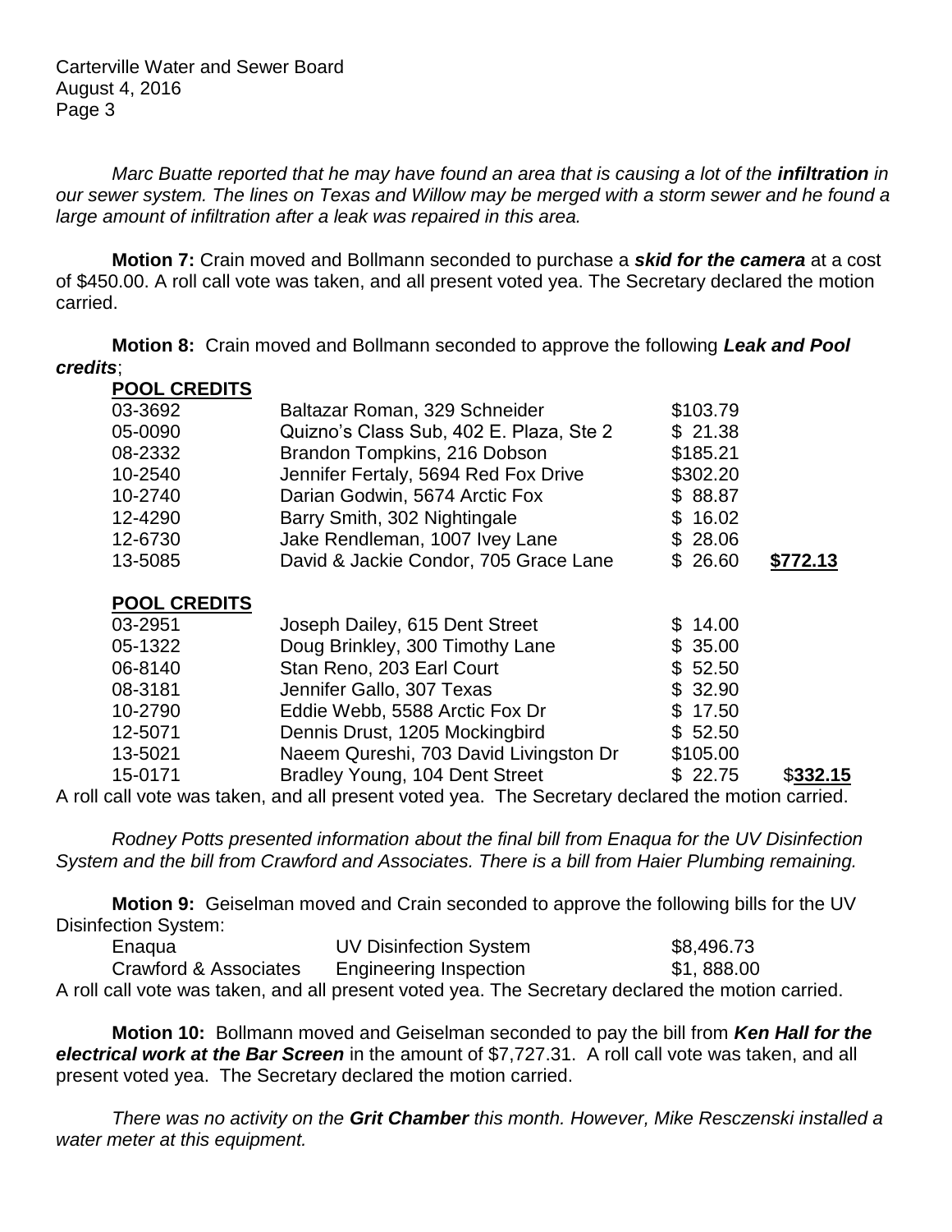*Marc Buatte reported that he may have found an area that is causing a lot of the **infiltration** in our sewer system. The lines on Texas and Willow may be merged with a storm sewer and he found a large amount of infiltration after a leak was repaired in this area.*

**Motion 7:** Crain moved and Bollmann seconded to purchase a ***skid for the camera*** at a cost of $450.00. A roll call vote was taken, and all present voted yea. The Secretary declared the motion carried.

**Motion 8:** Crain moved and Bollmann seconded to approve the following ***Leak and Pool credits***;

| **POOL CREDITS** | | | |
|---|---|---|---|
| 03-3692 | Baltazar Roman, 329 Schneider | $103.79 | |
| 05-0090 | Quizno's Class Sub, 402 E. Plaza, Ste 2 | $ 21.38 | |
| 08-2332 | Brandon Tompkins, 216 Dobson | $185.21 | |
| 10-2540 | Jennifer Fertaly, 5694 Red Fox Drive | $302.20 | |
| 10-2740 | Darian Godwin, 5674 Arctic Fox | $ 88.87 | |
| 12-4290 | Barry Smith, 302 Nightingale | $ 16.02 | |
| 12-6730 | Jake Rendleman, 1007 Ivey Lane | $ 28.06 | |
| 13-5085 | David & Jackie Condor, 705 Grace Lane | $ 26.60 | **$772.13** |

| **POOL CREDITS** | | | |
|---|---|---|---|
| 03-2951 | Joseph Dailey, 615 Dent Street | $ 14.00 | |
| 05-1322 | Doug Brinkley, 300 Timothy Lane | $ 35.00 | |
| 06-8140 | Stan Reno, 203 Earl Court | $ 52.50 | |
| 08-3181 | Jennifer Gallo, 307 Texas | $ 32.90 | |
| 10-2790 | Eddie Webb, 5588 Arctic Fox Dr | $ 17.50 | |
| 12-5071 | Dennis Drust, 1205 Mockingbird | $ 52.50 | |
| 13-5021 | Naeem Qureshi, 703 David Livingston Dr | $105.00 | |
| 15-0171 | Bradley Young, 104 Dent Street | $ 22.75 | $**332.15** |

A roll call vote was taken, and all present voted yea. The Secretary declared the motion carried.

*Rodney Potts presented information about the final bill from Enaqua for the UV Disinfection System and the bill from Crawford and Associates. There is a bill from Haier Plumbing remaining.*

**Motion 9:** Geiselman moved and Crain seconded to approve the following bills for the UV Disinfection System:

| | | |
|---|---|---|
| Enaqua | UV Disinfection System | $8,496.73 |
| Crawford & Associates | Engineering Inspection | $1, 888.00 |

A roll call vote was taken, and all present voted yea. The Secretary declared the motion carried.

**Motion 10:** Bollmann moved and Geiselman seconded to pay the bill from ***Ken Hall for the electrical work at the Bar Screen*** in the amount of $7,727.31. A roll call vote was taken, and all present voted yea. The Secretary declared the motion carried.

*There was no activity on the **Grit Chamber** this month. However, Mike Resczenski installed a water meter at this equipment.*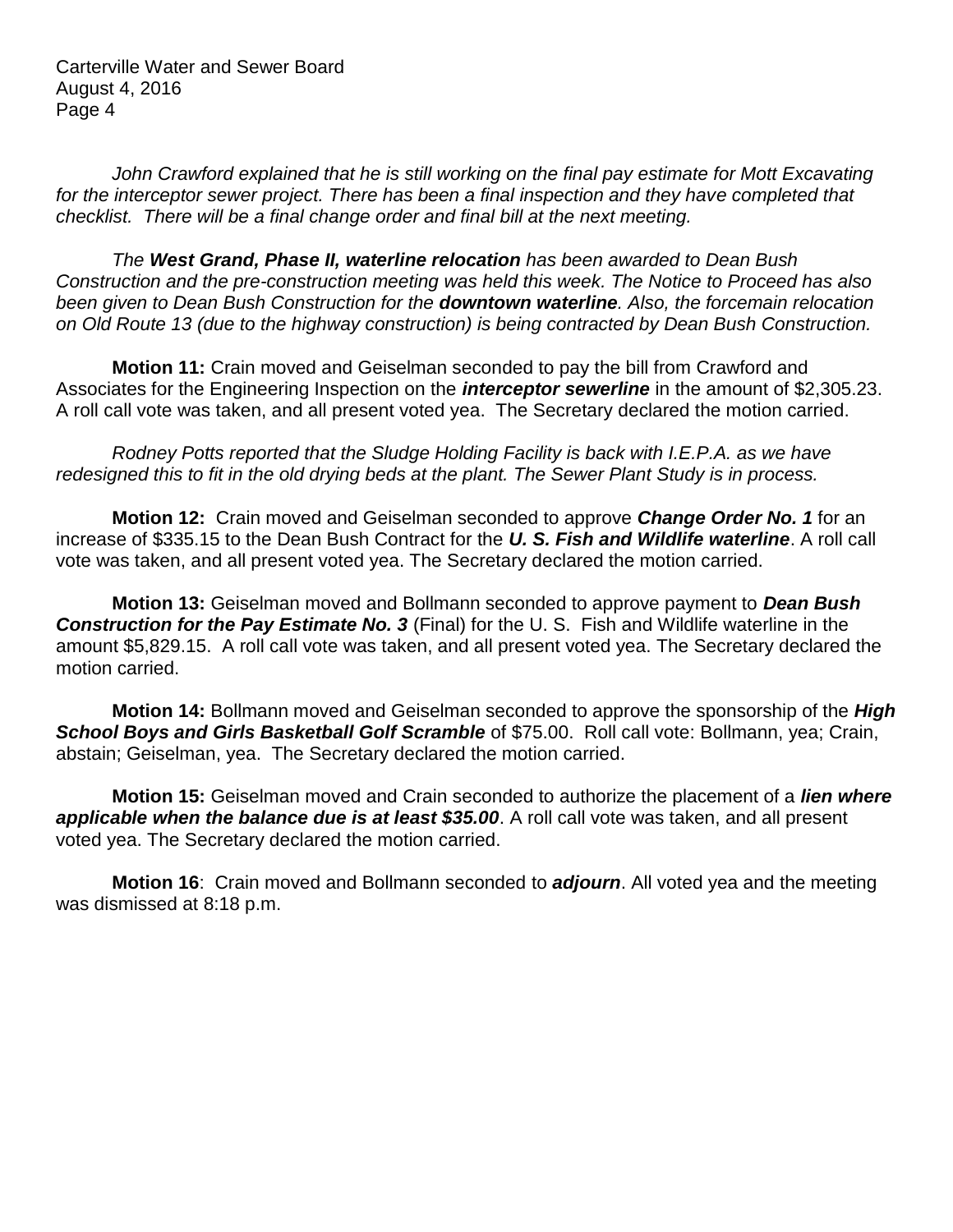*John Crawford explained that he is still working on the final pay estimate for Mott Excavating for the interceptor sewer project. There has been a final inspection and they have completed that checklist. There will be a final change order and final bill at the next meeting.*

*The **West Grand, Phase II, waterline relocation** has been awarded to Dean Bush Construction and the pre-construction meeting was held this week. The Notice to Proceed has also been given to Dean Bush Construction for the **downtown waterline**. Also, the forcemain relocation on Old Route 13 (due to the highway construction) is being contracted by Dean Bush Construction.*

**Motion 11:** Crain moved and Geiselman seconded to pay the bill from Crawford and Associates for the Engineering Inspection on the ***interceptor sewerline*** in the amount of $2,305.23. A roll call vote was taken, and all present voted yea. The Secretary declared the motion carried.

*Rodney Potts reported that the Sludge Holding Facility is back with I.E.P.A. as we have redesigned this to fit in the old drying beds at the plant. The Sewer Plant Study is in process.*

**Motion 12:** Crain moved and Geiselman seconded to approve ***Change Order No. 1*** for an increase of $335.15 to the Dean Bush Contract for the ***U. S. Fish and Wildlife waterline***. A roll call vote was taken, and all present voted yea. The Secretary declared the motion carried.

**Motion 13:** Geiselman moved and Bollmann seconded to approve payment to ***Dean Bush Construction for the Pay Estimate No. 3*** (Final) for the U. S. Fish and Wildlife waterline in the amount $5,829.15. A roll call vote was taken, and all present voted yea. The Secretary declared the motion carried.

**Motion 14:** Bollmann moved and Geiselman seconded to approve the sponsorship of the ***High School Boys and Girls Basketball Golf Scramble*** of $75.00. Roll call vote: Bollmann, yea; Crain, abstain; Geiselman, yea. The Secretary declared the motion carried.

**Motion 15:** Geiselman moved and Crain seconded to authorize the placement of a ***lien where applicable when the balance due is at least $35.00***. A roll call vote was taken, and all present voted yea. The Secretary declared the motion carried.

**Motion 16**: Crain moved and Bollmann seconded to ***adjourn***. All voted yea and the meeting was dismissed at 8:18 p.m.